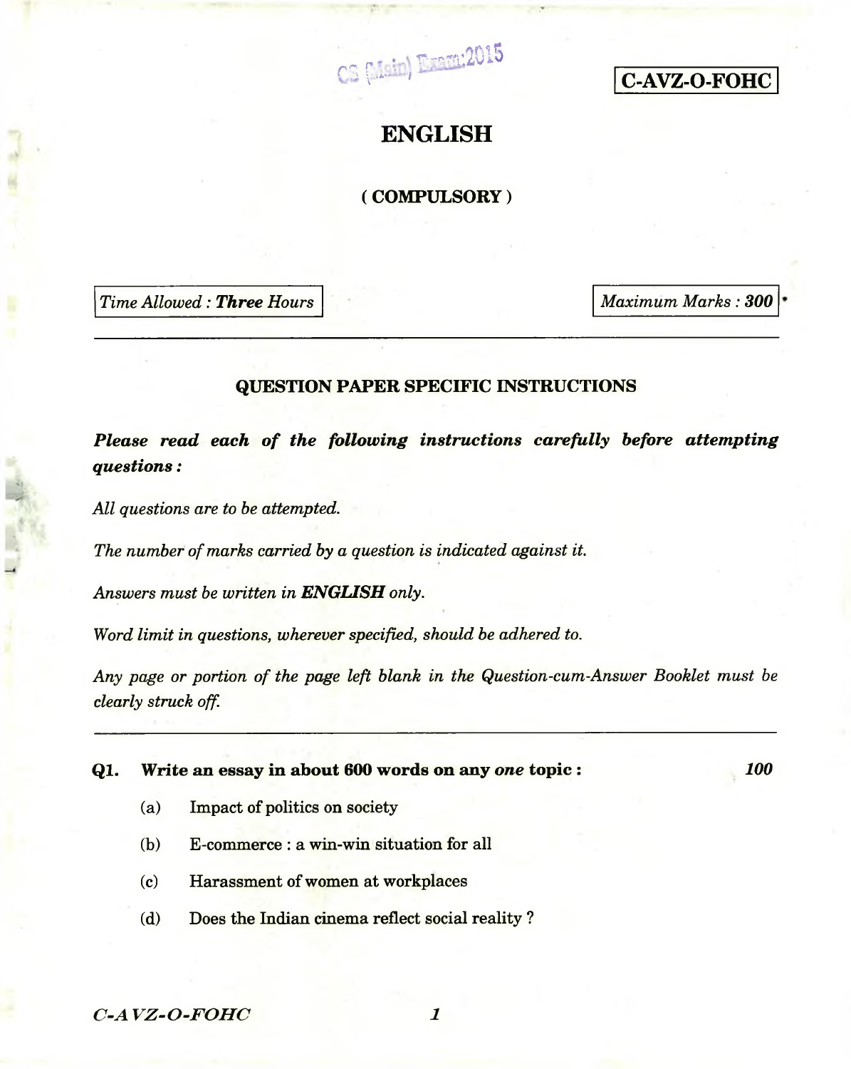CS (Main) Exam:2015

**C-AVZ-O-FOHC**

# ENGLISH

## ( COMPULSORY )

*Time Allowed : **Three Hours***

*Maximum Marks : **300***

---

### QUESTION PAPER SPECIFIC INSTRUCTIONS

***Please read each of the following instructions carefully before attempting questions :***

*All questions are to be attempted.*

*The number of marks carried by a question is indicated against it.*

*Answers must be written in **ENGLISH** only.*

*Word limit in questions, wherever specified, should be adhered to.*

*Any page or portion of the page left blank in the Question-cum-Answer Booklet must be clearly struck off.*

---

**Q1. Write an essay in about 600 words on any *one* topic :** ***100***

(a) Impact of politics on society

(b) E-commerce : a win-win situation for all

(c) Harassment of women at workplaces

(d) Does the Indian cinema reflect social reality ?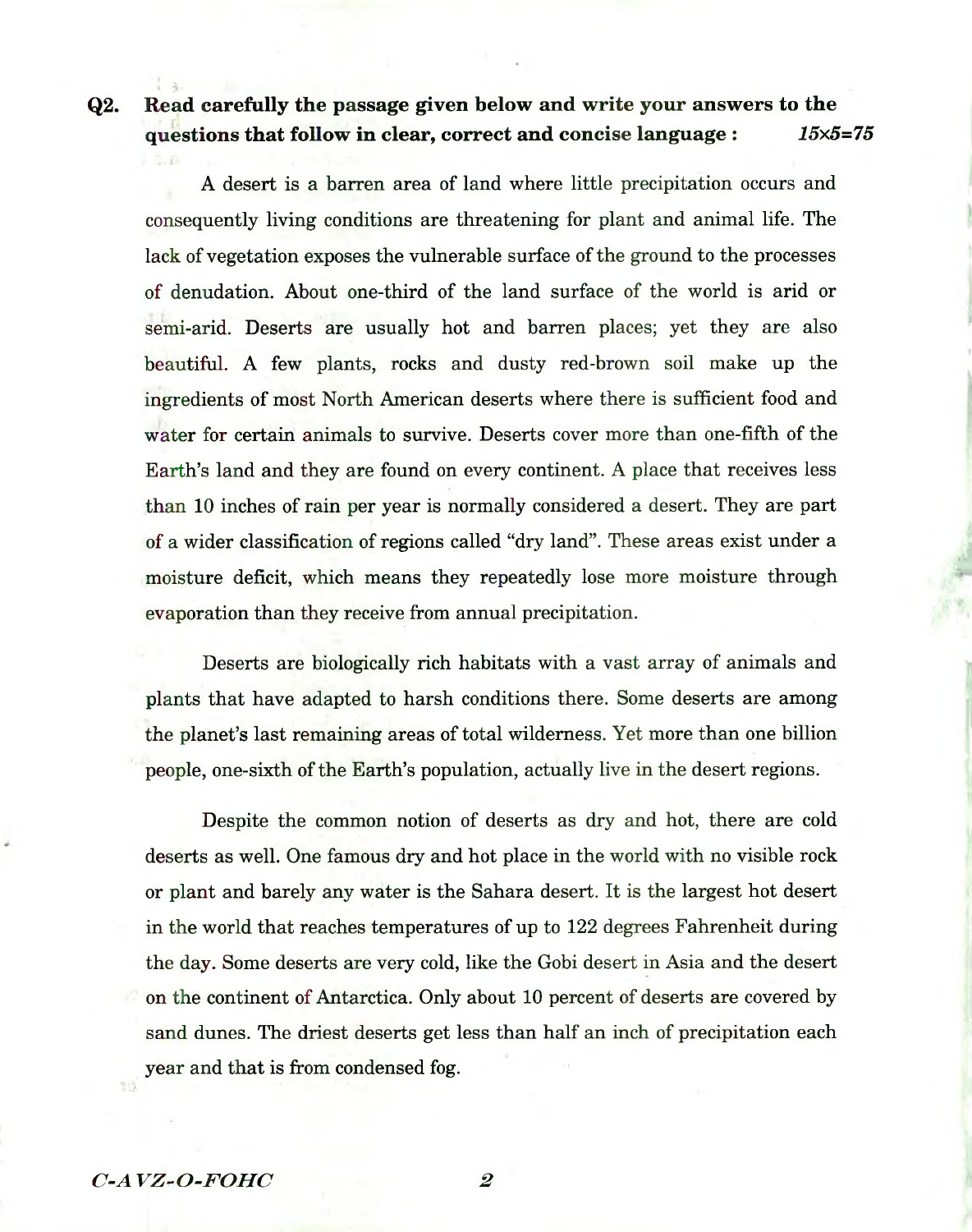**Q2. Read carefully the passage given below and write your answers to the questions that follow in clear, correct and concise language :** ***15×5=75***

A desert is a barren area of land where little precipitation occurs and consequently living conditions are threatening for plant and animal life. The lack of vegetation exposes the vulnerable surface of the ground to the processes of denudation. About one-third of the land surface of the world is arid or semi-arid. Deserts are usually hot and barren places; yet they are also beautiful. A few plants, rocks and dusty red-brown soil make up the ingredients of most North American deserts where there is sufficient food and water for certain animals to survive. Deserts cover more than one-fifth of the Earth's land and they are found on every continent. A place that receives less than 10 inches of rain per year is normally considered a desert. They are part of a wider classification of regions called "dry land". These areas exist under a moisture deficit, which means they repeatedly lose more moisture through evaporation than they receive from annual precipitation.

Deserts are biologically rich habitats with a vast array of animals and plants that have adapted to harsh conditions there. Some deserts are among the planet's last remaining areas of total wilderness. Yet more than one billion people, one-sixth of the Earth's population, actually live in the desert regions.

Despite the common notion of deserts as dry and hot, there are cold deserts as well. One famous dry and hot place in the world with no visible rock or plant and barely any water is the Sahara desert. It is the largest hot desert in the world that reaches temperatures of up to 122 degrees Fahrenheit during the day. Some deserts are very cold, like the Gobi desert in Asia and the desert on the continent of Antarctica. Only about 10 percent of deserts are covered by sand dunes. The driest deserts get less than half an inch of precipitation each year and that is from condensed fog.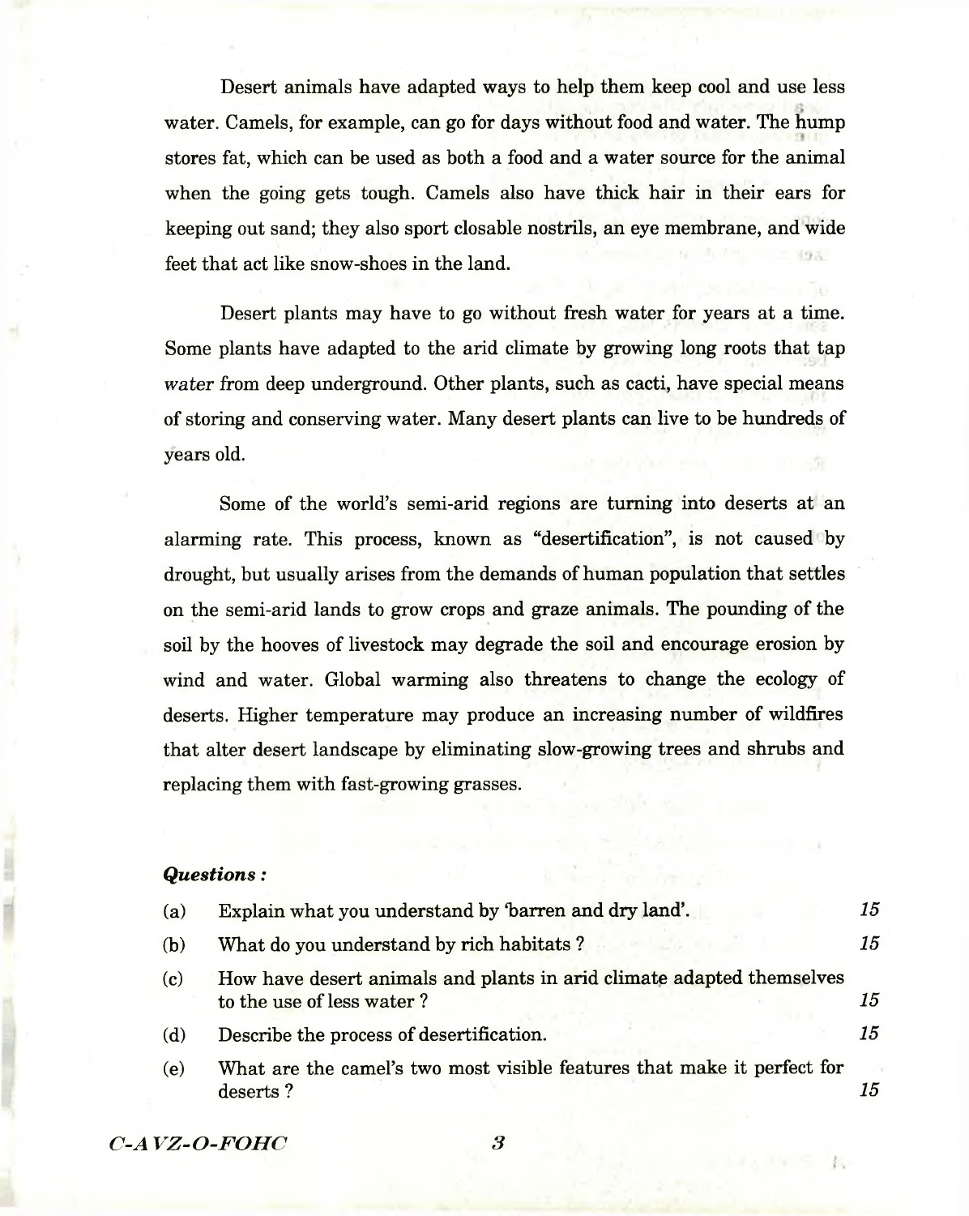Desert animals have adapted ways to help them keep cool and use less water. Camels, for example, can go for days without food and water. The hump stores fat, which can be used as both a food and a water source for the animal when the going gets tough. Camels also have thick hair in their ears for keeping out sand; they also sport closable nostrils, an eye membrane, and wide feet that act like snow-shoes in the land.

Desert plants may have to go without fresh water for years at a time. Some plants have adapted to the arid climate by growing long roots that tap *water* from deep underground. Other plants, such as cacti, have special means of storing and conserving water. Many desert plants can live to be hundreds of years old.

Some of the world's semi-arid regions are turning into deserts at an alarming rate. This process, known as "desertification", is not caused by drought, but usually arises from the demands of human population that settles on the semi-arid lands to grow crops and graze animals. The pounding of the soil by the hooves of livestock may degrade the soil and encourage erosion by wind and water. Global warming also threatens to change the ecology of deserts. Higher temperature may produce an increasing number of wildfires that alter desert landscape by eliminating slow-growing trees and shrubs and replacing them with fast-growing grasses.

***Questions :***

(a) Explain what you understand by 'barren and dry land'. *15*

(b) What do you understand by rich habitats ? *15*

(c) How have desert animals and plants in arid climate adapted themselves to the use of less water ? *15*

(d) Describe the process of desertification. *15*

(e) What are the camel's two most visible features that make it perfect for deserts ? *15*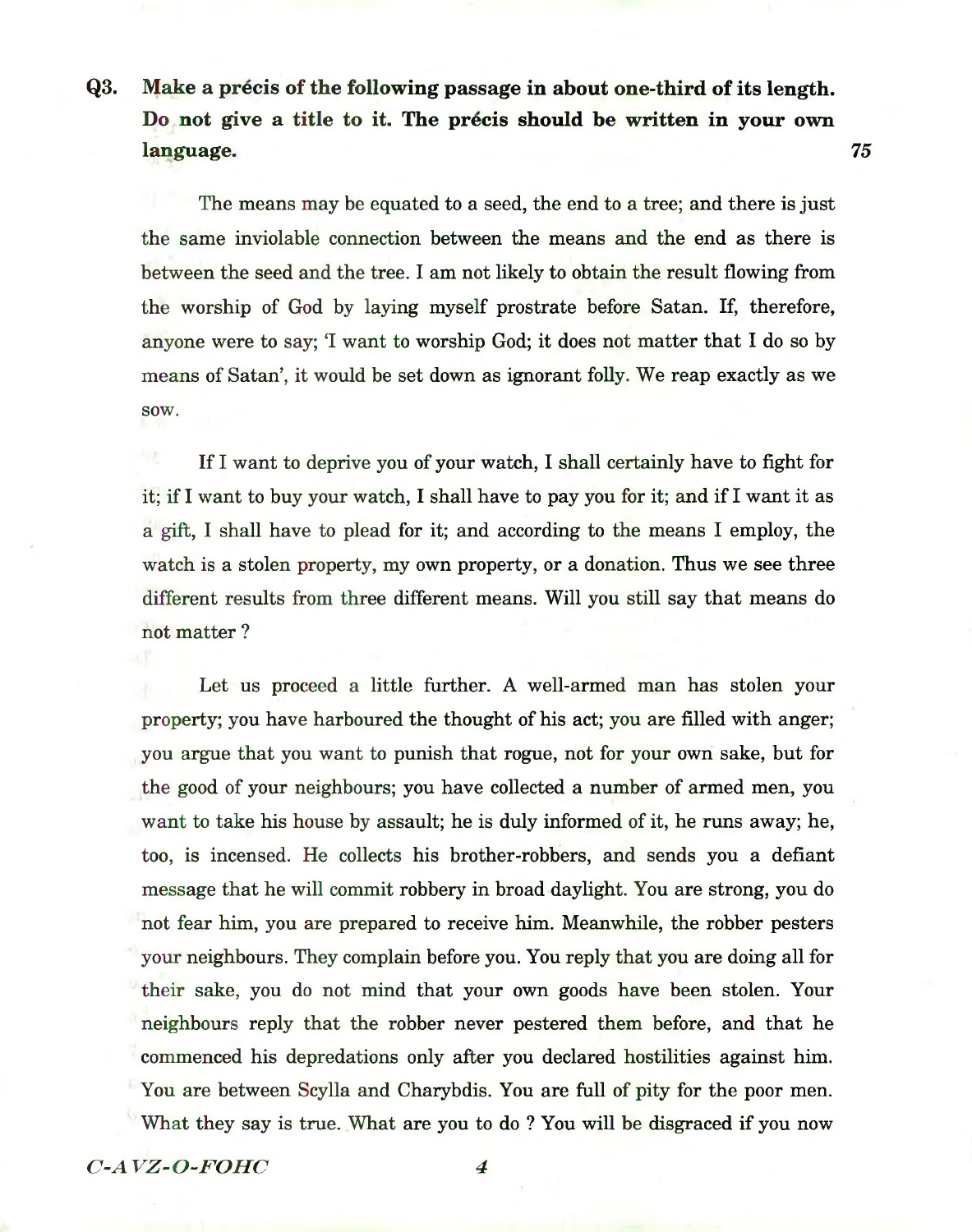**Q3. Make a précis of the following passage in about one-third of its length. Do not give a title to it. The précis should be written in your own language.** *75*

The means may be equated to a seed, the end to a tree; and there is just the same inviolable connection between the means and the end as there is between the seed and the tree. I am not likely to obtain the result flowing from the worship of God by laying myself prostrate before Satan. If, therefore, anyone were to say; 'I want to worship God; it does not matter that I do so by means of Satan', it would be set down as ignorant folly. We reap exactly as we sow.

If I want to deprive you of your watch, I shall certainly have to fight for it; if I want to buy your watch, I shall have to pay you for it; and if I want it as a gift, I shall have to plead for it; and according to the means I employ, the watch is a stolen property, my own property, or a donation. Thus we see three different results from three different means. Will you still say that means do not matter ?

Let us proceed a little further. A well-armed man has stolen your property; you have harboured the thought of his act; you are filled with anger; you argue that you want to punish that rogue, not for your own sake, but for the good of your neighbours; you have collected a number of armed men, you want to take his house by assault; he is duly informed of it, he runs away; he, too, is incensed. He collects his brother-robbers, and sends you a defiant message that he will commit robbery in broad daylight. You are strong, you do not fear him, you are prepared to receive him. Meanwhile, the robber pesters your neighbours. They complain before you. You reply that you are doing all for their sake, you do not mind that your own goods have been stolen. Your neighbours reply that the robber never pestered them before, and that he commenced his depredations only after you declared hostilities against him. You are between Scylla and Charybdis. You are full of pity for the poor men. What they say is true. What are you to do ? You will be disgraced if you now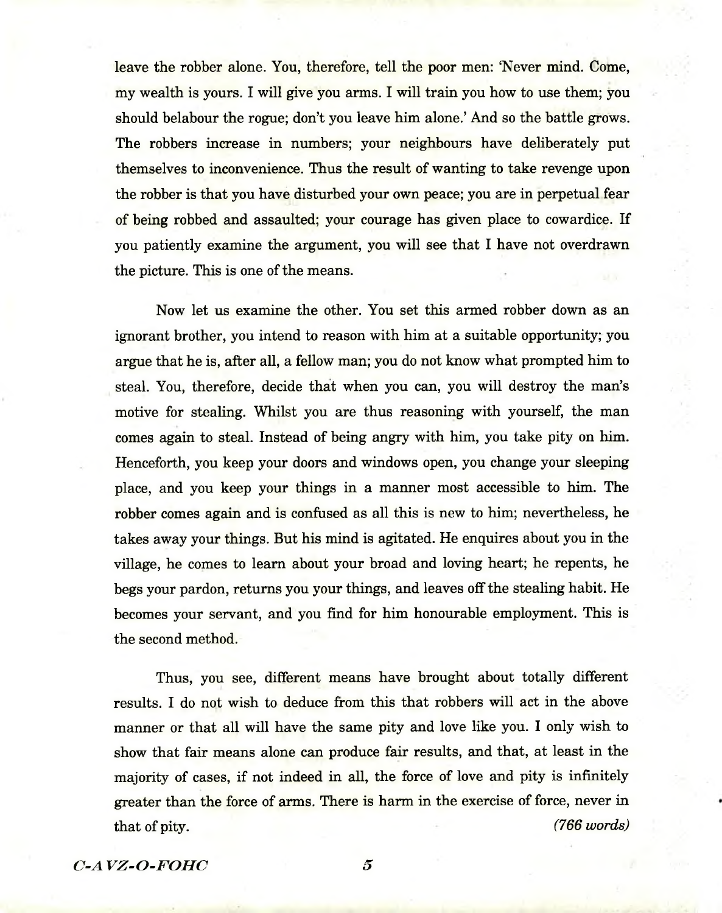leave the robber alone. You, therefore, tell the poor men: 'Never mind. Come, my wealth is yours. I will give you arms. I will train you how to use them; you should belabour the rogue; don't you leave him alone.' And so the battle grows. The robbers increase in numbers; your neighbours have deliberately put themselves to inconvenience. Thus the result of wanting to take revenge upon the robber is that you have disturbed your own peace; you are in perpetual fear of being robbed and assaulted; your courage has given place to cowardice. If you patiently examine the argument, you will see that I have not overdrawn the picture. This is one of the means.

Now let us examine the other. You set this armed robber down as an ignorant brother, you intend to reason with him at a suitable opportunity; you argue that he is, after all, a fellow man; you do not know what prompted him to steal. You, therefore, decide that when you can, you will destroy the man's motive for stealing. Whilst you are thus reasoning with yourself, the man comes again to steal. Instead of being angry with him, you take pity on him. Henceforth, you keep your doors and windows open, you change your sleeping place, and you keep your things in a manner most accessible to him. The robber comes again and is confused as all this is new to him; nevertheless, he takes away your things. But his mind is agitated. He enquires about you in the village, he comes to learn about your broad and loving heart; he repents, he begs your pardon, returns you your things, and leaves off the stealing habit. He becomes your servant, and you find for him honourable employment. This is the second method.

Thus, you see, different means have brought about totally different results. I do not wish to deduce from this that robbers will act in the above manner or that all will have the same pity and love like you. I only wish to show that fair means alone can produce fair results, and that, at least in the majority of cases, if not indeed in all, the force of love and pity is infinitely greater than the force of arms. There is harm in the exercise of force, never in that of pity. *(766 words)*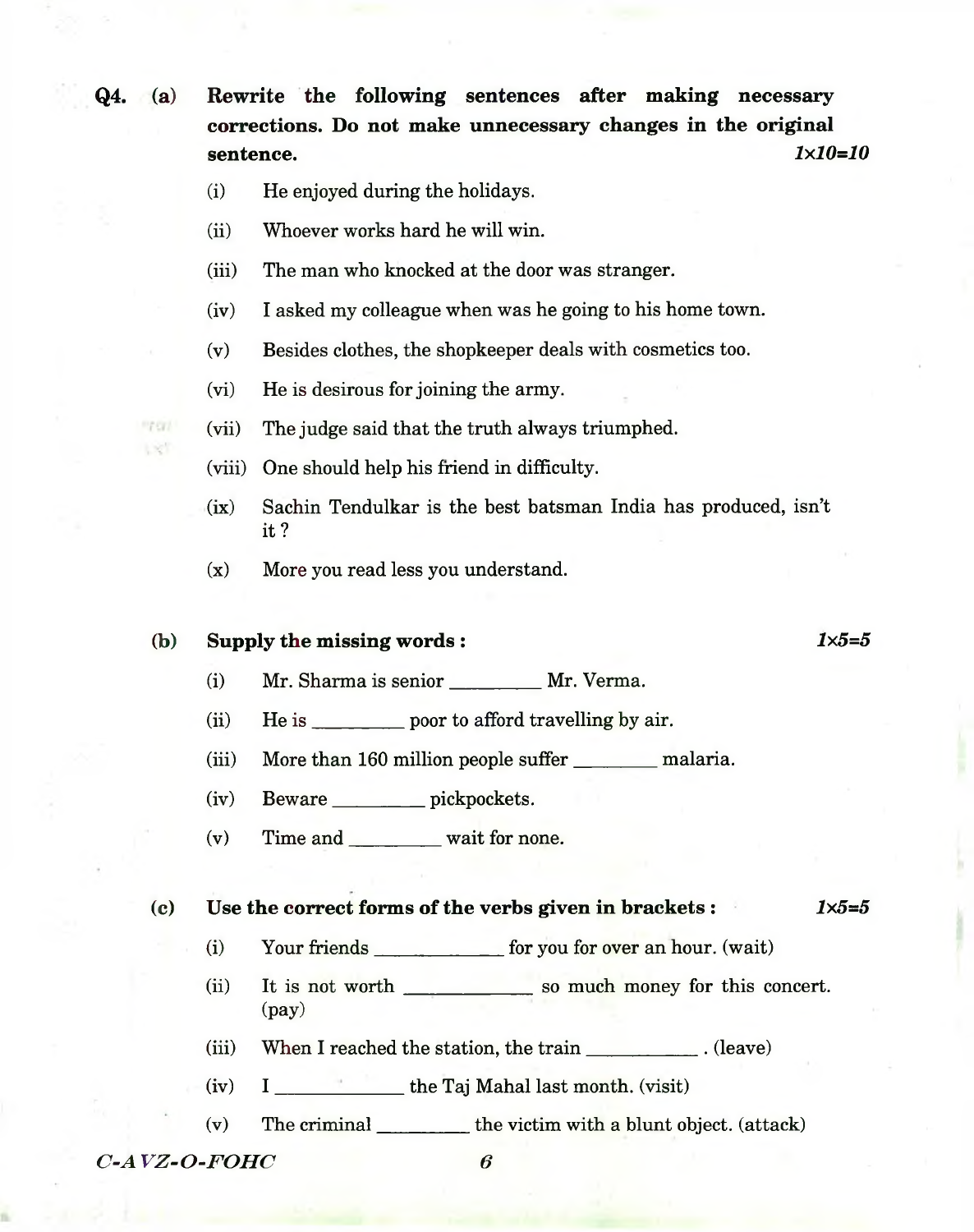**Q4. (a) Rewrite the following sentences after making necessary corrections. Do not make unnecessary changes in the original sentence.** *1x10=10*

(i) He enjoyed during the holidays.

(ii) Whoever works hard he will win.

(iii) The man who knocked at the door was stranger.

(iv) I asked my colleague when was he going to his home town.

(v) Besides clothes, the shopkeeper deals with cosmetics too.

(vi) He is desirous for joining the army.

(vii) The judge said that the truth always triumphed.

(viii) One should help his friend in difficulty.

(ix) Sachin Tendulkar is the best batsman India has produced, isn't it ?

(x) More you read less you understand.

**(b) Supply the missing words :** *1x5=5*

(i) Mr. Sharma is senior _________ Mr. Verma.

(ii) He is _________ poor to afford travelling by air.

(iii) More than 160 million people suffer ________ malaria.

(iv) Beware _________ pickpockets.

(v) Time and _________ wait for none.

**(c) Use the correct forms of the verbs given in brackets :** *1x5=5*

(i) Your friends _____________ for you for over an hour. (wait)

(ii) It is not worth _____________ so much money for this concert. (pay)

(iii) When I reached the station, the train ___________ . (leave)

(iv) I _____________ the Taj Mahal last month. (visit)

(v) The criminal _________ the victim with a blunt object. (attack)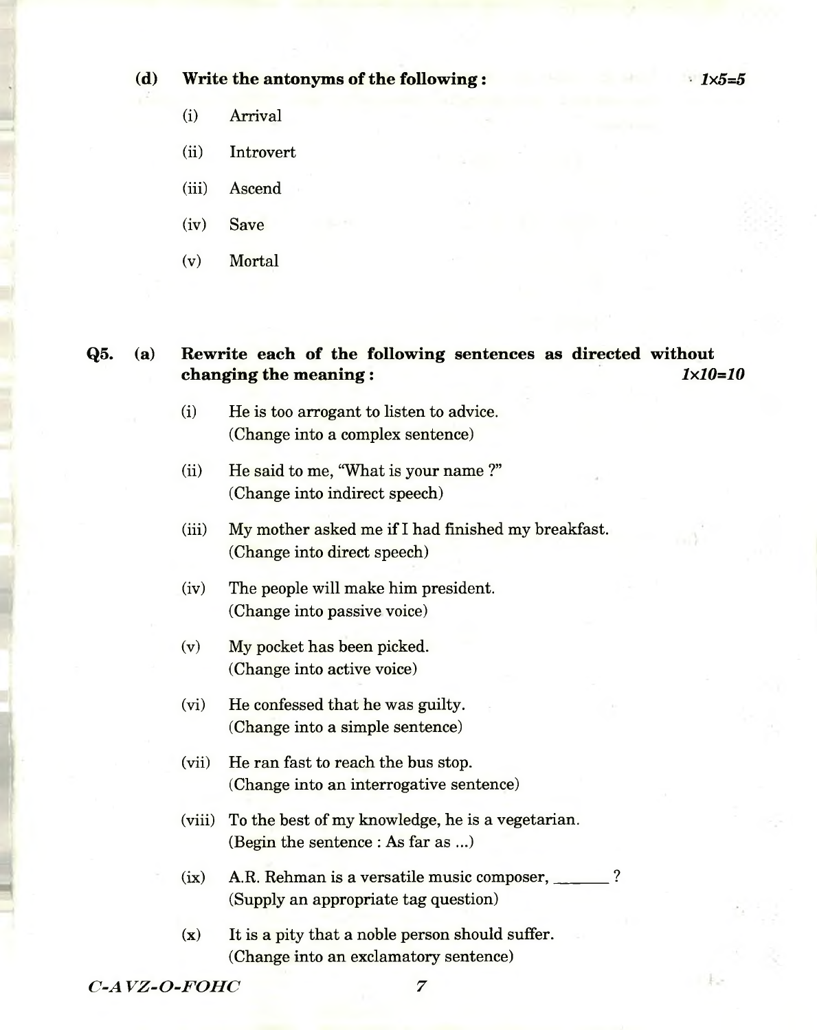**(d) Write the antonyms of the following :** **1×5=5**

(i) Arrival

(ii) Introvert

(iii) Ascend

(iv) Save

(v) Mortal

**Q5. (a) Rewrite each of the following sentences as directed without changing the meaning :** **1×10=10**

(i) He is too arrogant to listen to advice.
(Change into a complex sentence)

(ii) He said to me, "What is your name ?"
(Change into indirect speech)

(iii) My mother asked me if I had finished my breakfast.
(Change into direct speech)

(iv) The people will make him president.
(Change into passive voice)

(v) My pocket has been picked.
(Change into active voice)

(vi) He confessed that he was guilty.
(Change into a simple sentence)

(vii) He ran fast to reach the bus stop.
(Change into an interrogative sentence)

(viii) To the best of my knowledge, he is a vegetarian.
(Begin the sentence : As far as ...)

(ix) A.R. Rehman is a versatile music composer, ______ ?
(Supply an appropriate tag question)

(x) It is a pity that a noble person should suffer.
(Change into an exclamatory sentence)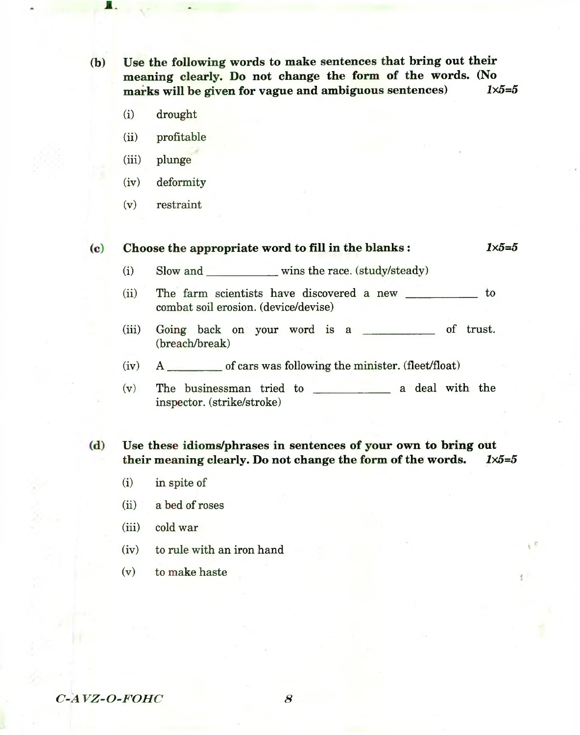**(b)** **Use the following words to make sentences that bring out their meaning clearly. Do not change the form of the words. (No marks will be given for vague and ambiguous sentences)** *1×5=5*

(i) drought

(ii) profitable

(iii) plunge

(iv) deformity

(v) restraint

**(c)** **Choose the appropriate word to fill in the blanks :** *1×5=5*

(i) Slow and ____________ wins the race. (study/steady)

(ii) The farm scientists have discovered a new ____________ to combat soil erosion. (device/devise)

(iii) Going back on your word is a ____________ of trust. (breach/break)

(iv) A __________ of cars was following the minister. (fleet/float)

(v) The businessman tried to ____________ a deal with the inspector. (strike/stroke)

**(d)** **Use these idioms/phrases in sentences of your own to bring out their meaning clearly. Do not change the form of the words.** *1×5=5*

(i) in spite of

(ii) a bed of roses

(iii) cold war

(iv) to rule with an iron hand

(v) to make haste

*C-AVZ-O-FOHC*